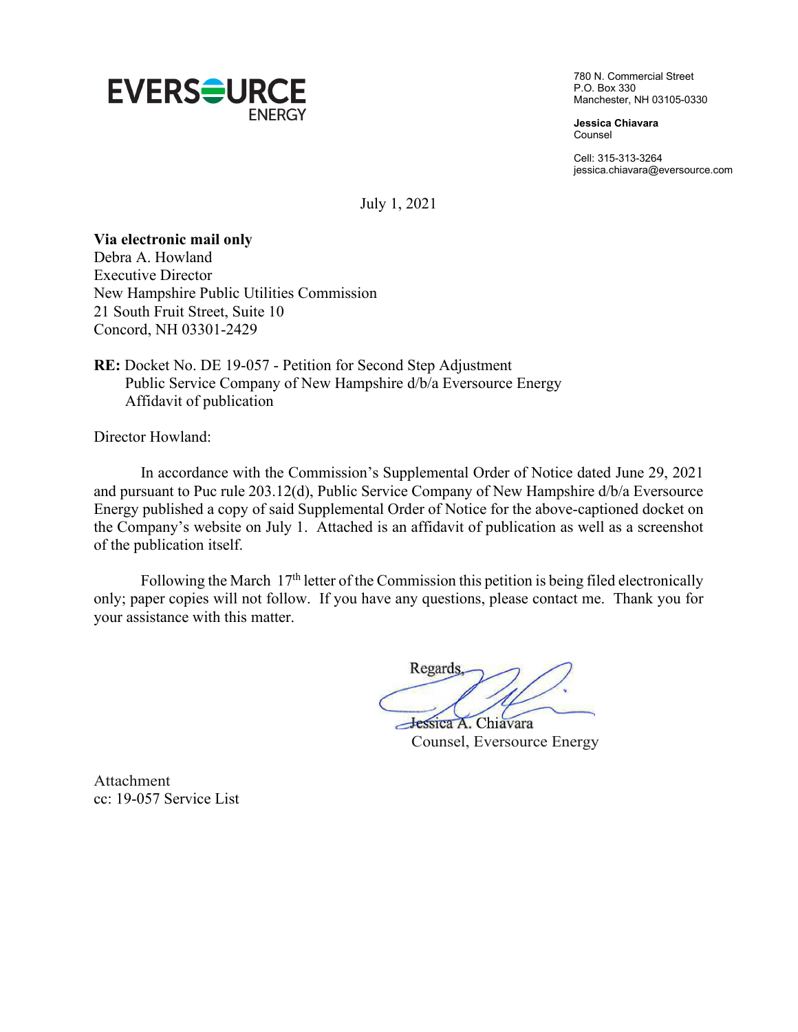EVERSOURCE ENERGY

780 N. Commercial Street
P.O. Box 330
Manchester, NH 03105-0330

**Jessica Chiavara**
Counsel

Cell: 315-313-3264
jessica.chiavara@eversource.com

July 1, 2021

**Via electronic mail only**
Debra A. Howland
Executive Director
New Hampshire Public Utilities Commission
21 South Fruit Street, Suite 10
Concord, NH 03301-2429

**RE:** Docket No. DE 19-057 - Petition for Second Step Adjustment
Public Service Company of New Hampshire d/b/a Eversource Energy
Affidavit of publication

Director Howland:

In accordance with the Commission's Supplemental Order of Notice dated June 29, 2021 and pursuant to Puc rule 203.12(d), Public Service Company of New Hampshire d/b/a Eversource Energy published a copy of said Supplemental Order of Notice for the above-captioned docket on the Company's website on July 1. Attached is an affidavit of publication as well as a screenshot of the publication itself.

Following the March 17th letter of the Commission this petition is being filed electronically only; paper copies will not follow. If you have any questions, please contact me. Thank you for your assistance with this matter.

Regards,

Jessica A. Chiavara
Counsel, Eversource Energy

Attachment
cc: 19-057 Service List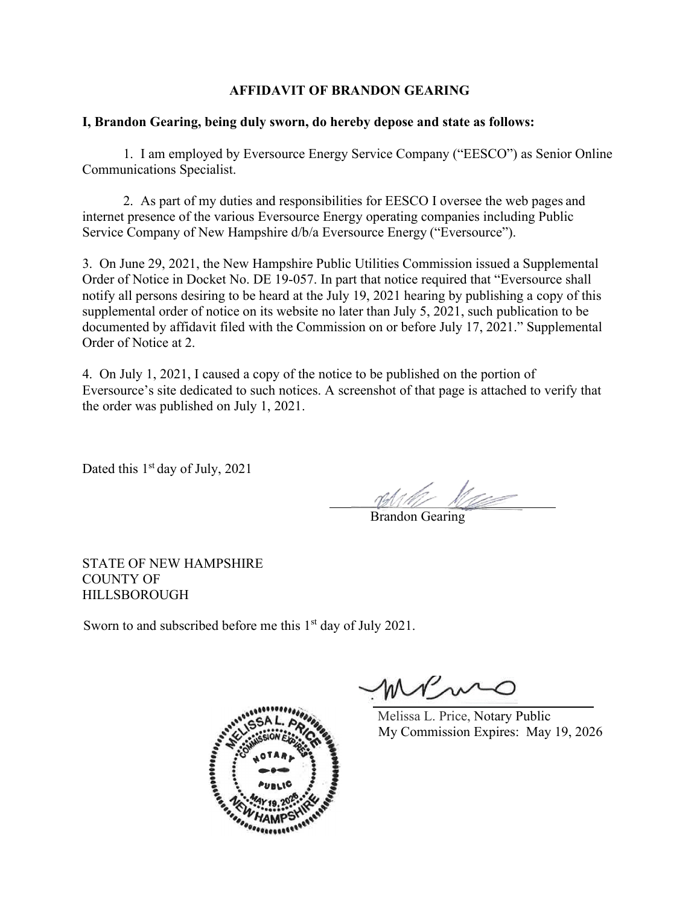**AFFIDAVIT OF BRANDON GEARING**

**I, Brandon Gearing, being duly sworn, do hereby depose and state as follows:**

1. I am employed by Eversource Energy Service Company ("EESCO") as Senior Online Communications Specialist.

2. As part of my duties and responsibilities for EESCO I oversee the web pages and internet presence of the various Eversource Energy operating companies including Public Service Company of New Hampshire d/b/a Eversource Energy ("Eversource").

3. On June 29, 2021, the New Hampshire Public Utilities Commission issued a Supplemental Order of Notice in Docket No. DE 19-057. In part that notice required that "Eversource shall notify all persons desiring to be heard at the July 19, 2021 hearing by publishing a copy of this supplemental order of notice on its website no later than July 5, 2021, such publication to be documented by affidavit filed with the Commission on or before July 17, 2021." Supplemental Order of Notice at 2.

4. On July 1, 2021, I caused a copy of the notice to be published on the portion of Eversource's site dedicated to such notices. A screenshot of that page is attached to verify that the order was published on July 1, 2021.

Dated this 1st day of July, 2021

Brandon Gearing

STATE OF NEW HAMPSHIRE
COUNTY OF
HILLSBOROUGH

Sworn to and subscribed before me this 1st day of July 2021.

Melissa L. Price, Notary Public
My Commission Expires: May 19, 2026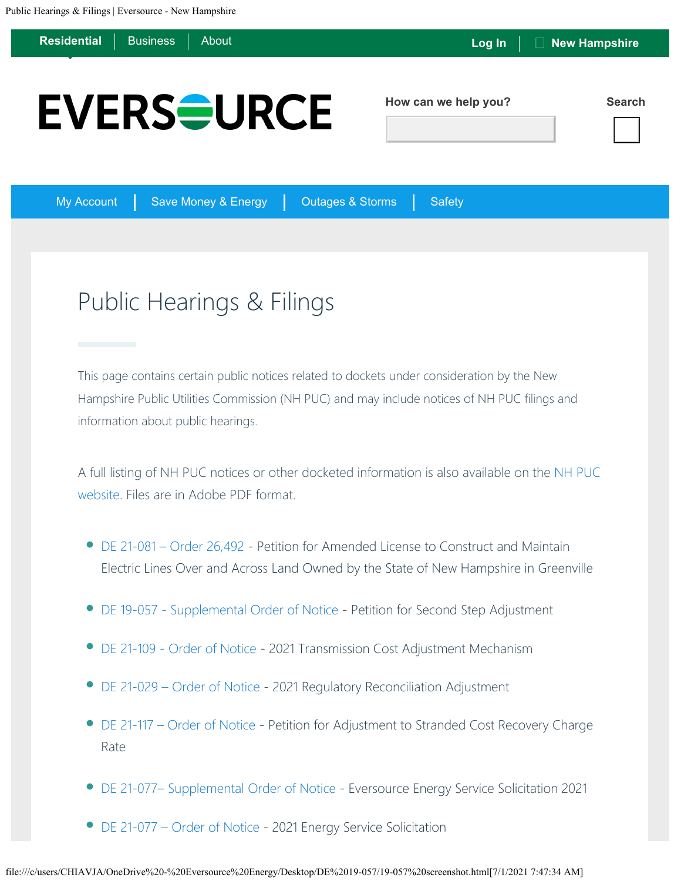Residential | Business | About

Log In | New Hampshire

EVERSOURCE

How can we help you?

Search

My Account | Save Money & Energy | Outages & Storms | Safety

# Public Hearings & Filings

This page contains certain public notices related to dockets under consideration by the New Hampshire Public Utilities Commission (NH PUC) and may include notices of NH PUC filings and information about public hearings.

A full listing of NH PUC notices or other docketed information is also available on the NH PUC website. Files are in Adobe PDF format.

- DE 21-081 – Order 26,492 - Petition for Amended License to Construct and Maintain Electric Lines Over and Across Land Owned by the State of New Hampshire in Greenville
- DE 19-057 - Supplemental Order of Notice - Petition for Second Step Adjustment
- DE 21-109 - Order of Notice - 2021 Transmission Cost Adjustment Mechanism
- DE 21-029 – Order of Notice - 2021 Regulatory Reconciliation Adjustment
- DE 21-117 – Order of Notice - Petition for Adjustment to Stranded Cost Recovery Charge Rate
- DE 21-077– Supplemental Order of Notice - Eversource Energy Service Solicitation 2021
- DE 21-077 – Order of Notice - 2021 Energy Service Solicitation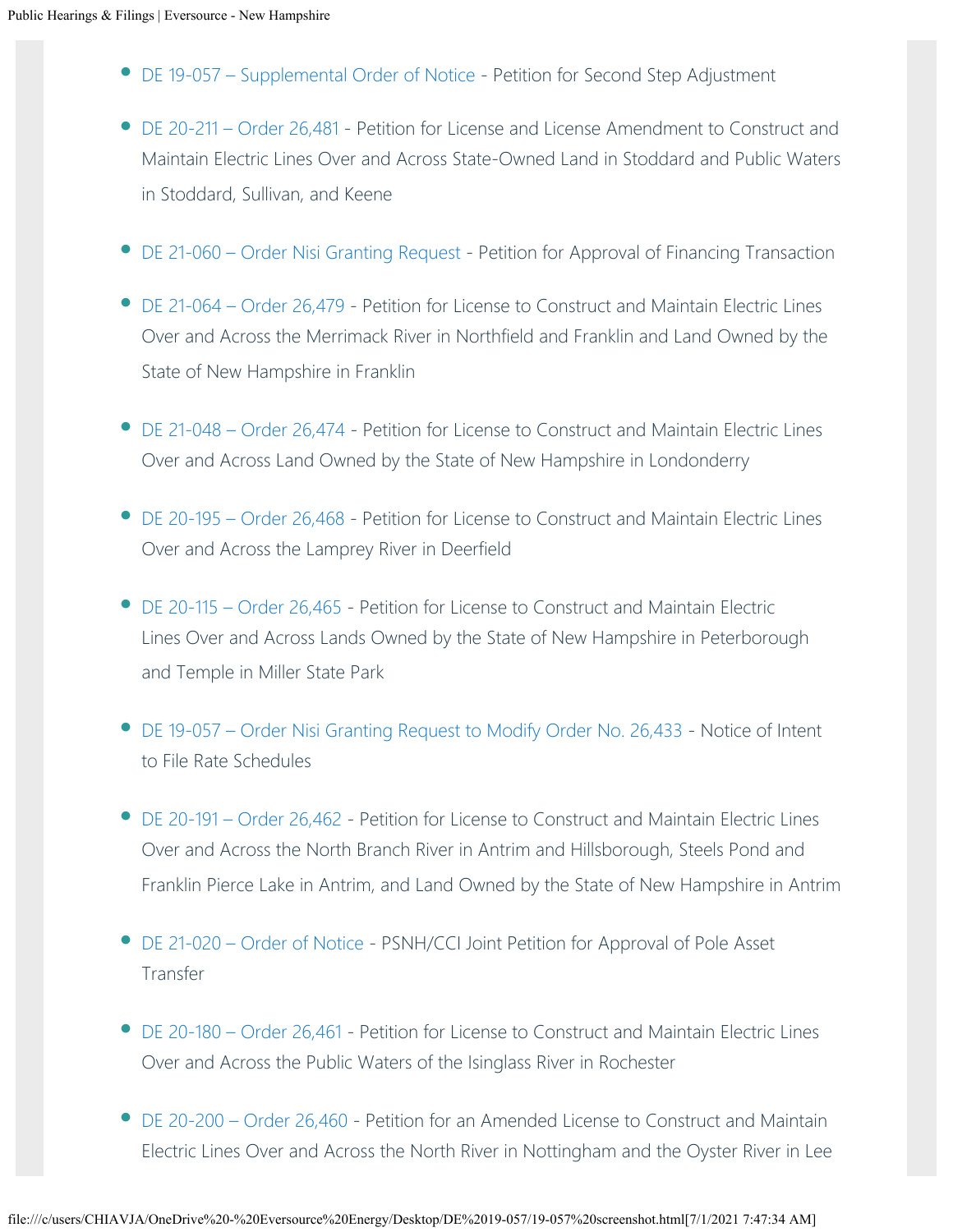- DE 19-057 – Supplemental Order of Notice - Petition for Second Step Adjustment
- DE 20-211 – Order 26,481 - Petition for License and License Amendment to Construct and Maintain Electric Lines Over and Across State-Owned Land in Stoddard and Public Waters in Stoddard, Sullivan, and Keene
- DE 21-060 – Order Nisi Granting Request - Petition for Approval of Financing Transaction
- DE 21-064 – Order 26,479 - Petition for License to Construct and Maintain Electric Lines Over and Across the Merrimack River in Northfield and Franklin and Land Owned by the State of New Hampshire in Franklin
- DE 21-048 – Order 26,474 - Petition for License to Construct and Maintain Electric Lines Over and Across Land Owned by the State of New Hampshire in Londonderry
- DE 20-195 – Order 26,468 - Petition for License to Construct and Maintain Electric Lines Over and Across the Lamprey River in Deerfield
- DE 20-115 – Order 26,465 - Petition for License to Construct and Maintain Electric Lines Over and Across Lands Owned by the State of New Hampshire in Peterborough and Temple in Miller State Park
- DE 19-057 – Order Nisi Granting Request to Modify Order No. 26,433 - Notice of Intent to File Rate Schedules
- DE 20-191 – Order 26,462 - Petition for License to Construct and Maintain Electric Lines Over and Across the North Branch River in Antrim and Hillsborough, Steels Pond and Franklin Pierce Lake in Antrim, and Land Owned by the State of New Hampshire in Antrim
- DE 21-020 – Order of Notice - PSNH/CCI Joint Petition for Approval of Pole Asset Transfer
- DE 20-180 – Order 26,461 - Petition for License to Construct and Maintain Electric Lines Over and Across the Public Waters of the Isinglass River in Rochester
- DE 20-200 – Order 26,460 - Petition for an Amended License to Construct and Maintain Electric Lines Over and Across the North River in Nottingham and the Oyster River in Lee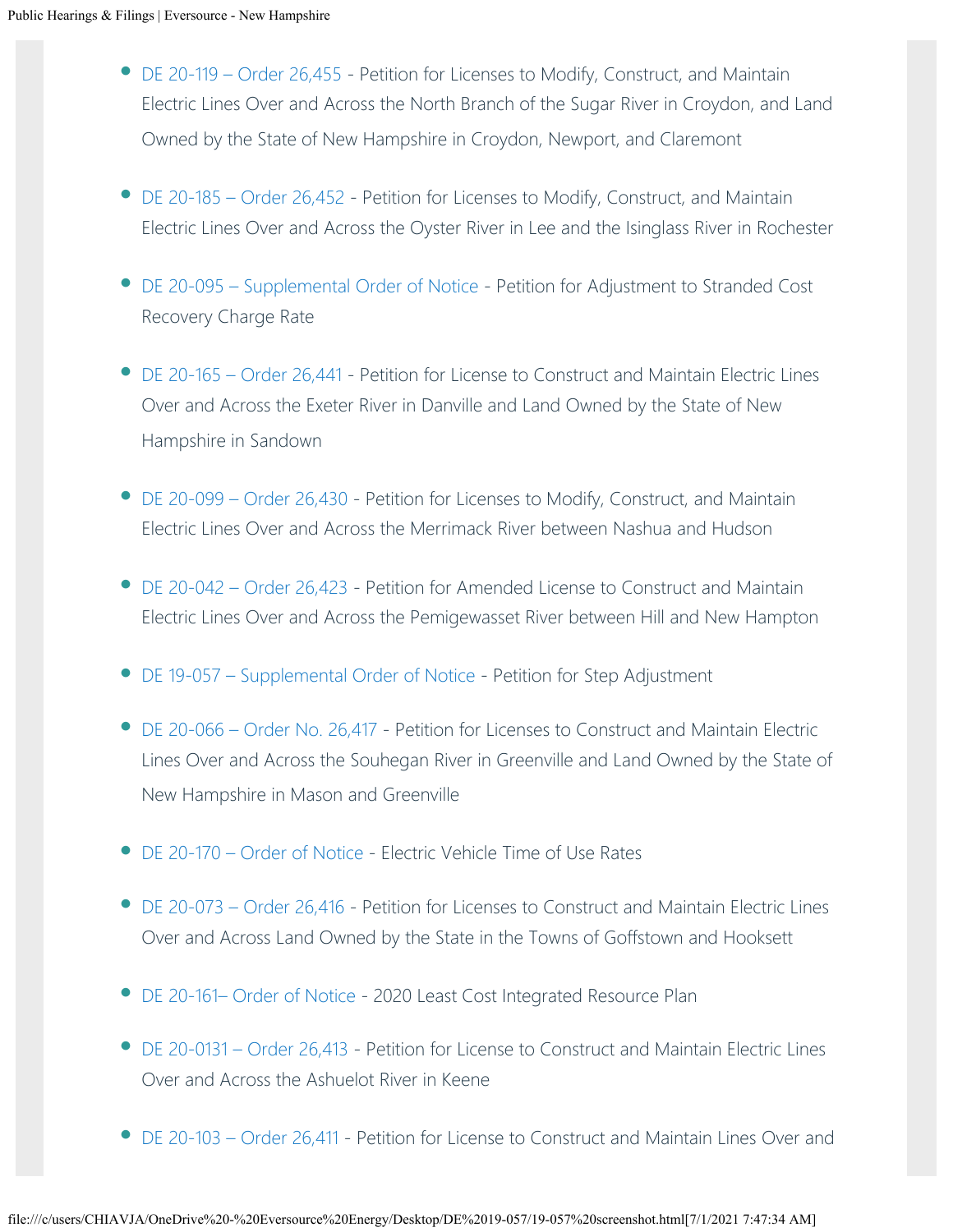- DE 20-119 – Order 26,455 - Petition for Licenses to Modify, Construct, and Maintain Electric Lines Over and Across the North Branch of the Sugar River in Croydon, and Land Owned by the State of New Hampshire in Croydon, Newport, and Claremont

- DE 20-185 – Order 26,452 - Petition for Licenses to Modify, Construct, and Maintain Electric Lines Over and Across the Oyster River in Lee and the Isinglass River in Rochester

- DE 20-095 – Supplemental Order of Notice - Petition for Adjustment to Stranded Cost Recovery Charge Rate

- DE 20-165 – Order 26,441 - Petition for License to Construct and Maintain Electric Lines Over and Across the Exeter River in Danville and Land Owned by the State of New Hampshire in Sandown

- DE 20-099 – Order 26,430 - Petition for Licenses to Modify, Construct, and Maintain Electric Lines Over and Across the Merrimack River between Nashua and Hudson

- DE 20-042 – Order 26,423 - Petition for Amended License to Construct and Maintain Electric Lines Over and Across the Pemigewasset River between Hill and New Hampton

- DE 19-057 – Supplemental Order of Notice - Petition for Step Adjustment

- DE 20-066 – Order No. 26,417 - Petition for Licenses to Construct and Maintain Electric Lines Over and Across the Souhegan River in Greenville and Land Owned by the State of New Hampshire in Mason and Greenville

- DE 20-170 – Order of Notice - Electric Vehicle Time of Use Rates

- DE 20-073 – Order 26,416 - Petition for Licenses to Construct and Maintain Electric Lines Over and Across Land Owned by the State in the Towns of Goffstown and Hooksett

- DE 20-161– Order of Notice - 2020 Least Cost Integrated Resource Plan

- DE 20-0131 – Order 26,413 - Petition for License to Construct and Maintain Electric Lines Over and Across the Ashuelot River in Keene

- DE 20-103 – Order 26,411 - Petition for License to Construct and Maintain Lines Over and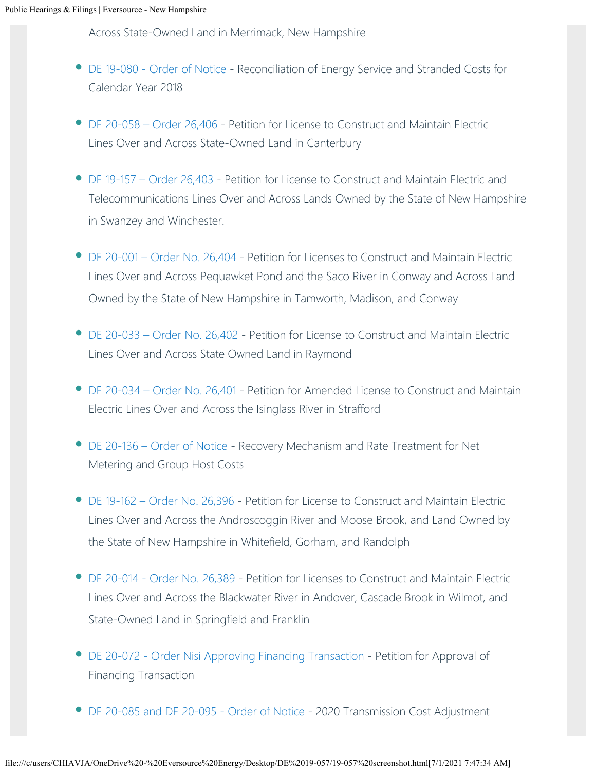Across State-Owned Land in Merrimack, New Hampshire

- DE 19-080 - Order of Notice - Reconciliation of Energy Service and Stranded Costs for Calendar Year 2018
- DE 20-058 – Order 26,406 - Petition for License to Construct and Maintain Electric Lines Over and Across State-Owned Land in Canterbury
- DE 19-157 – Order 26,403 - Petition for License to Construct and Maintain Electric and Telecommunications Lines Over and Across Lands Owned by the State of New Hampshire in Swanzey and Winchester.
- DE 20-001 – Order No. 26,404 - Petition for Licenses to Construct and Maintain Electric Lines Over and Across Pequawket Pond and the Saco River in Conway and Across Land Owned by the State of New Hampshire in Tamworth, Madison, and Conway
- DE 20-033 – Order No. 26,402 - Petition for License to Construct and Maintain Electric Lines Over and Across State Owned Land in Raymond
- DE 20-034 – Order No. 26,401 - Petition for Amended License to Construct and Maintain Electric Lines Over and Across the Isinglass River in Strafford
- DE 20-136 – Order of Notice - Recovery Mechanism and Rate Treatment for Net Metering and Group Host Costs
- DE 19-162 – Order No. 26,396 - Petition for License to Construct and Maintain Electric Lines Over and Across the Androscoggin River and Moose Brook, and Land Owned by the State of New Hampshire in Whitefield, Gorham, and Randolph
- DE 20-014 - Order No. 26,389 - Petition for Licenses to Construct and Maintain Electric Lines Over and Across the Blackwater River in Andover, Cascade Brook in Wilmot, and State-Owned Land in Springfield and Franklin
- DE 20-072 - Order Nisi Approving Financing Transaction - Petition for Approval of Financing Transaction
- DE 20-085 and DE 20-095 - Order of Notice - 2020 Transmission Cost Adjustment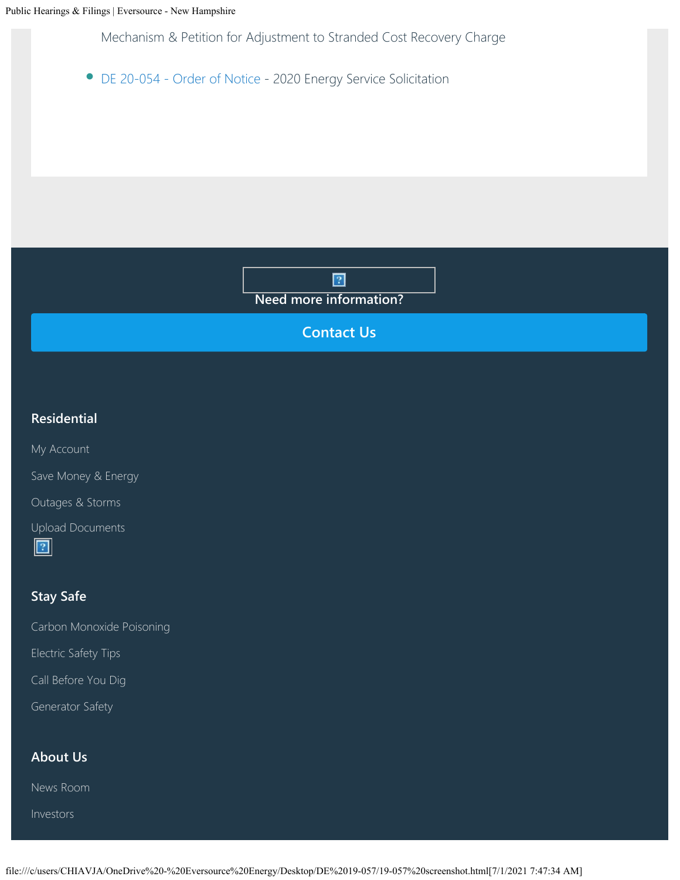Mechanism & Petition for Adjustment to Stranded Cost Recovery Charge

- DE 20-054 - Order of Notice - 2020 Energy Service Solicitation

Need more information?

Contact Us

**Residential**

My Account

Save Money & Energy

Outages & Storms

Upload Documents

**Stay Safe**

Carbon Monoxide Poisoning

Electric Safety Tips

Call Before You Dig

Generator Safety

**About Us**

News Room

Investors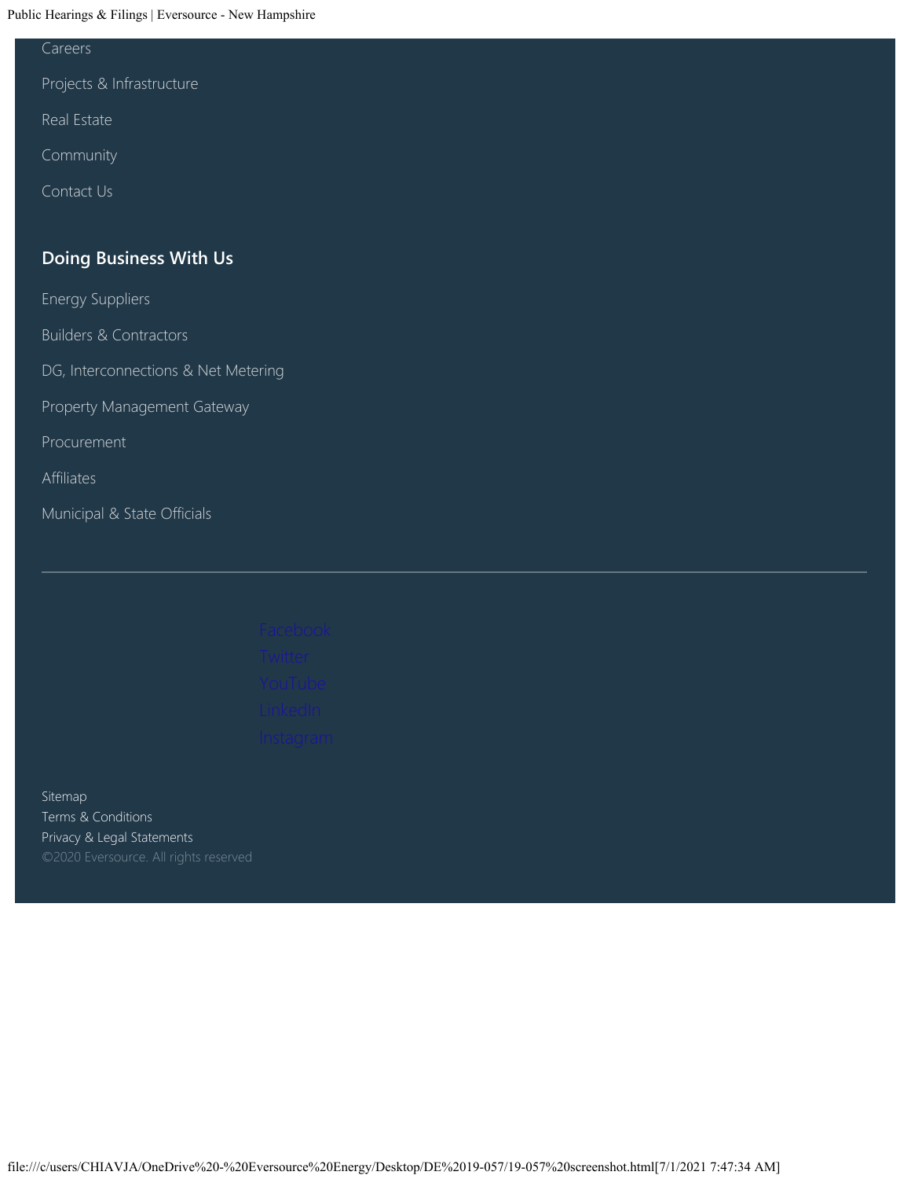Careers

Projects & Infrastructure

Real Estate

Community

Contact Us

## Doing Business With Us

Energy Suppliers

Builders & Contractors

DG, Interconnections & Net Metering

Property Management Gateway

Procurement

Affiliates

Municipal & State Officials

---

Facebook
Twitter
YouTube
LinkedIn
Instagram

Sitemap
Terms & Conditions
Privacy & Legal Statements
©2020 Eversource. All rights reserved